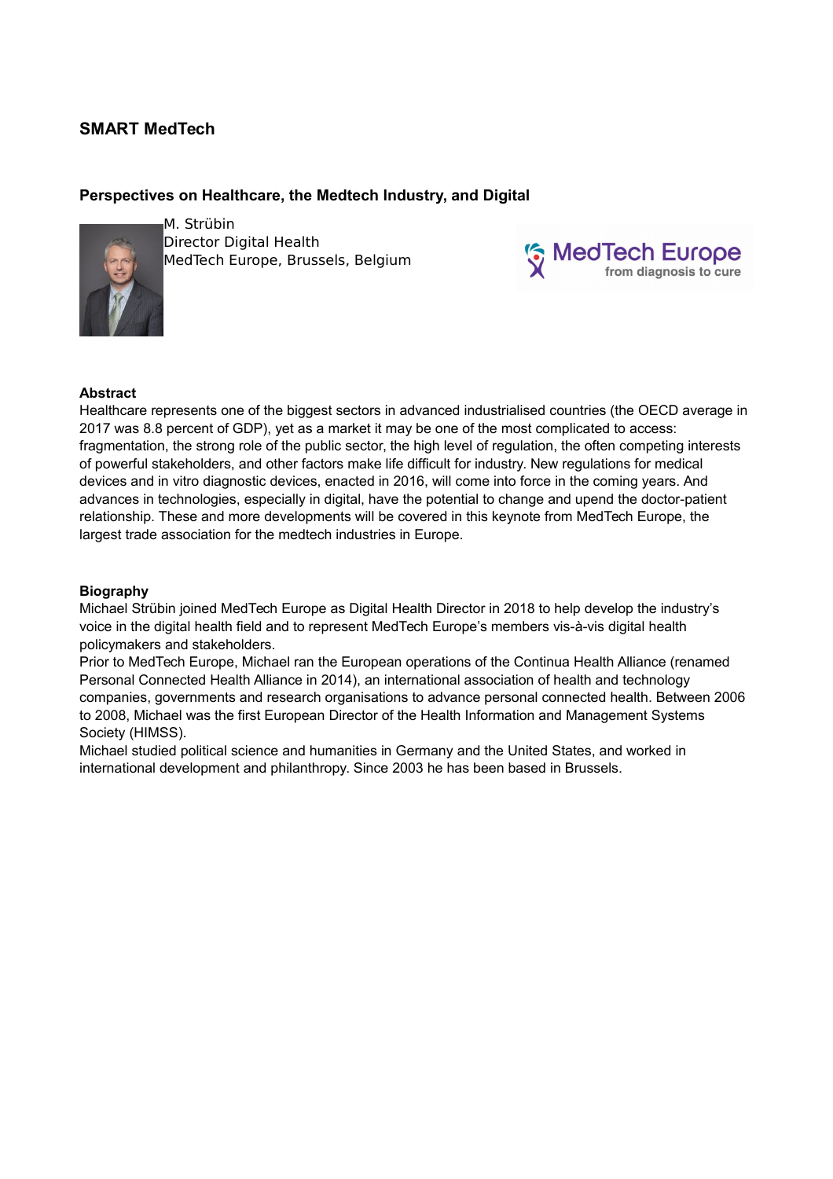## SMART MedTech

### Perspectives on Healthcare, the Medtech Industry, and Digital

M. Strübin
Director Digital Health
MedTech Europe, Brussels, Belgium

MedTech Europe
from diagnosis to cure

**Abstract**

Healthcare represents one of the biggest sectors in advanced industrialised countries (the OECD average in 2017 was 8.8 percent of GDP), yet as a market it may be one of the most complicated to access: fragmentation, the strong role of the public sector, the high level of regulation, the often competing interests of powerful stakeholders, and other factors make life difficult for industry. New regulations for medical devices and in vitro diagnostic devices, enacted in 2016, will come into force in the coming years. And advances in technologies, especially in digital, have the potential to change and upend the doctor-patient relationship. These and more developments will be covered in this keynote from MedTech Europe, the largest trade association for the medtech industries in Europe.

**Biography**

Michael Strübin joined MedTech Europe as Digital Health Director in 2018 to help develop the industry's voice in the digital health field and to represent MedTech Europe's members vis-à-vis digital health policymakers and stakeholders.

Prior to MedTech Europe, Michael ran the European operations of the Continua Health Alliance (renamed Personal Connected Health Alliance in 2014), an international association of health and technology companies, governments and research organisations to advance personal connected health. Between 2006 to 2008, Michael was the first European Director of the Health Information and Management Systems Society (HIMSS).

Michael studied political science and humanities in Germany and the United States, and worked in international development and philanthropy. Since 2003 he has been based in Brussels.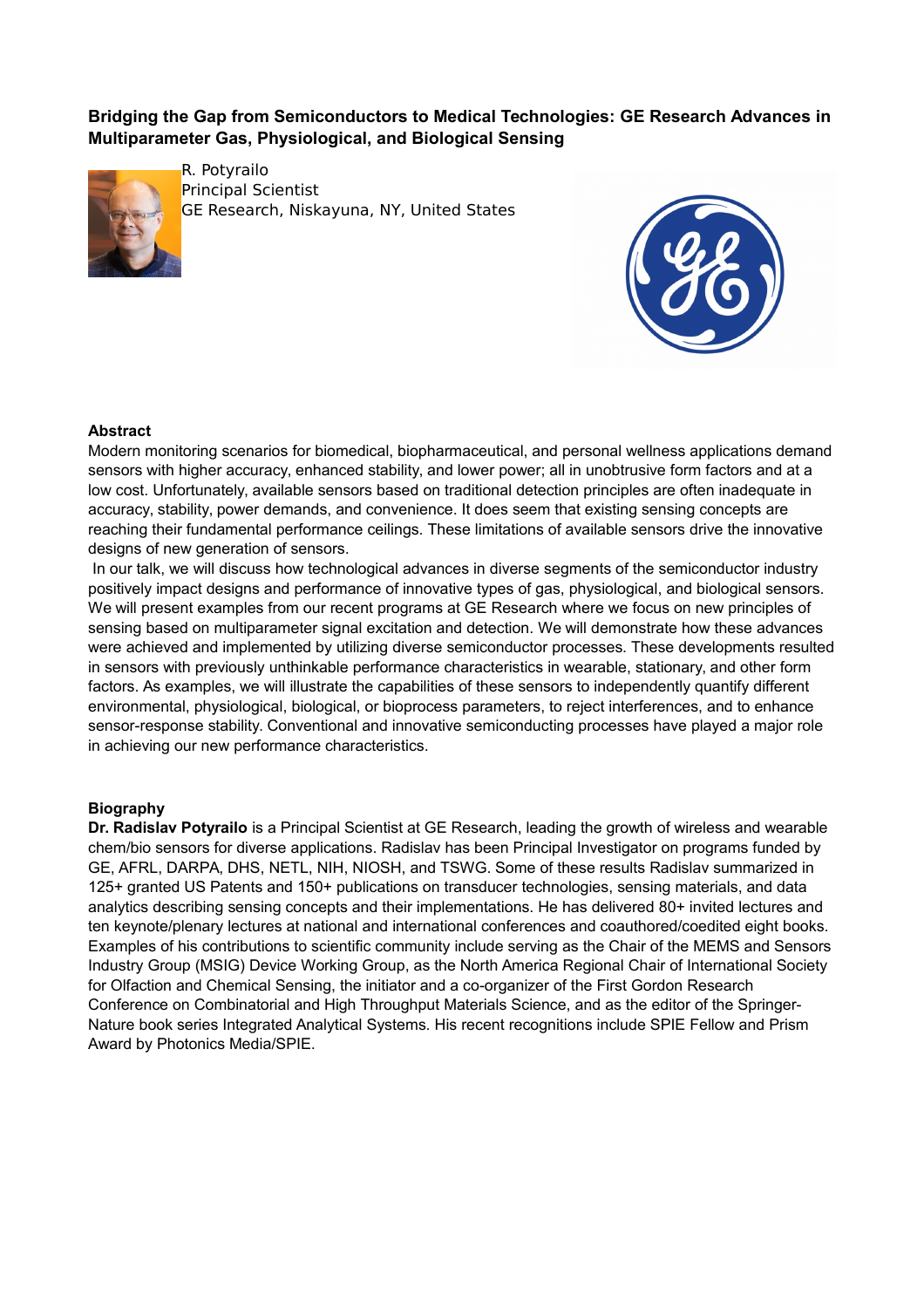## Bridging the Gap from Semiconductors to Medical Technologies: GE Research Advances in Multiparameter Gas, Physiological, and Biological Sensing

R. Potyrailo
Principal Scientist
GE Research, Niskayuna, NY, United States

### Abstract

Modern monitoring scenarios for biomedical, biopharmaceutical, and personal wellness applications demand sensors with higher accuracy, enhanced stability, and lower power; all in unobtrusive form factors and at a low cost. Unfortunately, available sensors based on traditional detection principles are often inadequate in accuracy, stability, power demands, and convenience. It does seem that existing sensing concepts are reaching their fundamental performance ceilings. These limitations of available sensors drive the innovative designs of new generation of sensors.

In our talk, we will discuss how technological advances in diverse segments of the semiconductor industry positively impact designs and performance of innovative types of gas, physiological, and biological sensors. We will present examples from our recent programs at GE Research where we focus on new principles of sensing based on multiparameter signal excitation and detection. We will demonstrate how these advances were achieved and implemented by utilizing diverse semiconductor processes. These developments resulted in sensors with previously unthinkable performance characteristics in wearable, stationary, and other form factors. As examples, we will illustrate the capabilities of these sensors to independently quantify different environmental, physiological, biological, or bioprocess parameters, to reject interferences, and to enhance sensor-response stability. Conventional and innovative semiconducting processes have played a major role in achieving our new performance characteristics.

### Biography

**Dr. Radislav Potyrailo** is a Principal Scientist at GE Research, leading the growth of wireless and wearable chem/bio sensors for diverse applications. Radislav has been Principal Investigator on programs funded by GE, AFRL, DARPA, DHS, NETL, NIH, NIOSH, and TSWG. Some of these results Radislav summarized in 125+ granted US Patents and 150+ publications on transducer technologies, sensing materials, and data analytics describing sensing concepts and their implementations. He has delivered 80+ invited lectures and ten keynote/plenary lectures at national and international conferences and coauthored/coedited eight books. Examples of his contributions to scientific community include serving as the Chair of the MEMS and Sensors Industry Group (MSIG) Device Working Group, as the North America Regional Chair of International Society for Olfaction and Chemical Sensing, the initiator and a co-organizer of the First Gordon Research Conference on Combinatorial and High Throughput Materials Science, and as the editor of the Springer-Nature book series Integrated Analytical Systems. His recent recognitions include SPIE Fellow and Prism Award by Photonics Media/SPIE.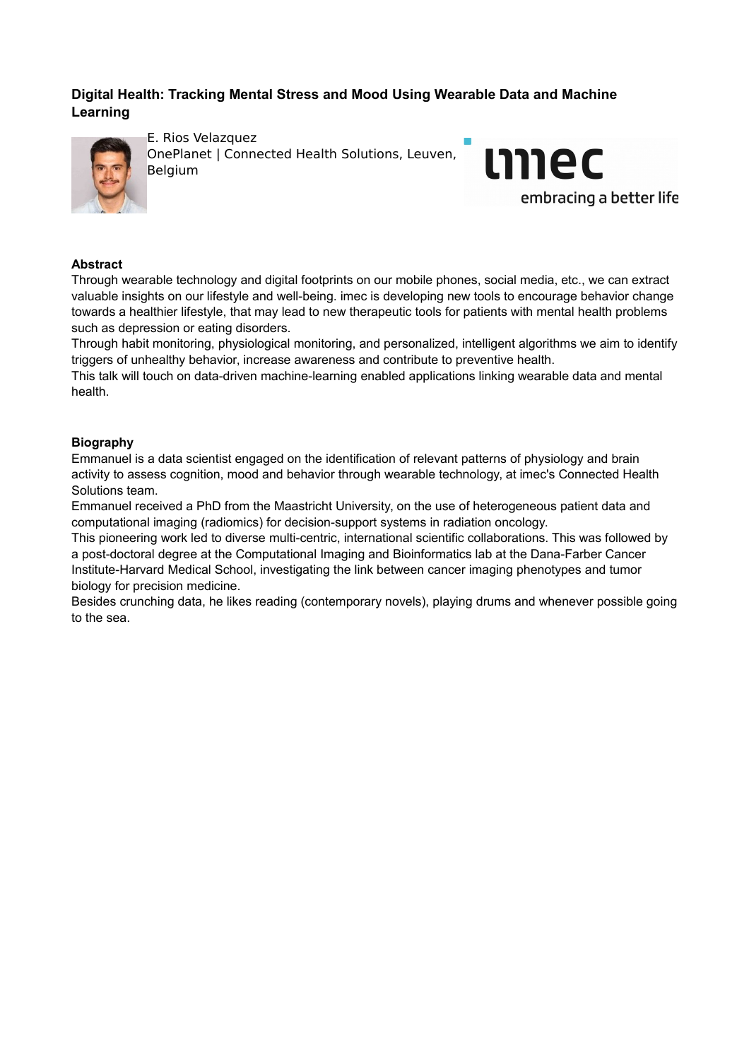## Digital Health: Tracking Mental Stress and Mood Using Wearable Data and Machine Learning

E. Rios Velazquez
OnePlanet | Connected Health Solutions, Leuven, Belgium

imec
embracing a better life

### Abstract

Through wearable technology and digital footprints on our mobile phones, social media, etc., we can extract valuable insights on our lifestyle and well-being. imec is developing new tools to encourage behavior change towards a healthier lifestyle, that may lead to new therapeutic tools for patients with mental health problems such as depression or eating disorders.
Through habit monitoring, physiological monitoring, and personalized, intelligent algorithms we aim to identify triggers of unhealthy behavior, increase awareness and contribute to preventive health.
This talk will touch on data-driven machine-learning enabled applications linking wearable data and mental health.

### Biography

Emmanuel is a data scientist engaged on the identification of relevant patterns of physiology and brain activity to assess cognition, mood and behavior through wearable technology, at imec's Connected Health Solutions team.
Emmanuel received a PhD from the Maastricht University, on the use of heterogeneous patient data and computational imaging (radiomics) for decision-support systems in radiation oncology.
This pioneering work led to diverse multi-centric, international scientific collaborations. This was followed by a post-doctoral degree at the Computational Imaging and Bioinformatics lab at the Dana-Farber Cancer Institute-Harvard Medical School, investigating the link between cancer imaging phenotypes and tumor biology for precision medicine.
Besides crunching data, he likes reading (contemporary novels), playing drums and whenever possible going to the sea.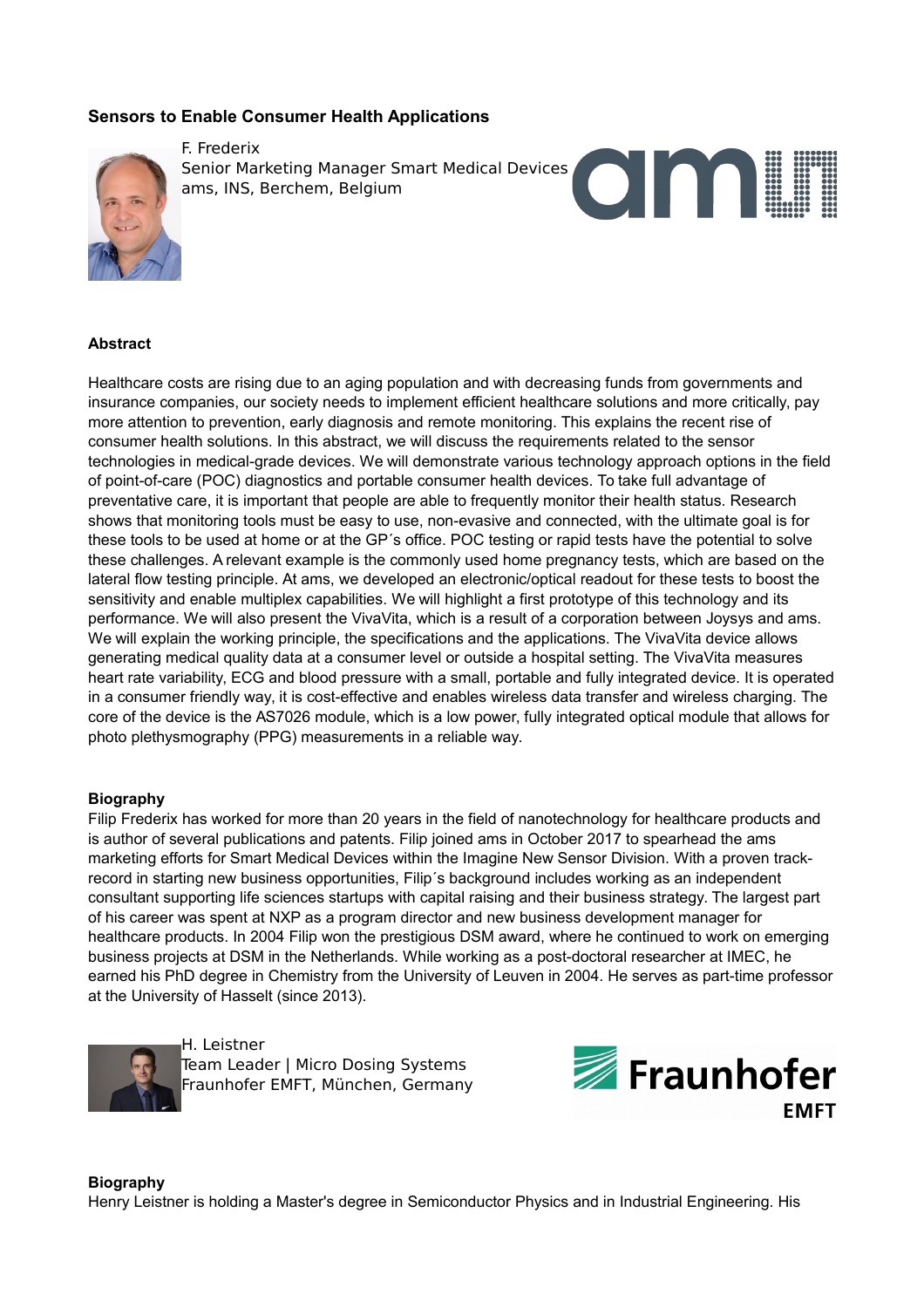### Sensors to Enable Consumer Health Applications

F. Frederix
Senior Marketing Manager Smart Medical Devices
ams, INS, Berchem, Belgium

#### Abstract

Healthcare costs are rising due to an aging population and with decreasing funds from governments and insurance companies, our society needs to implement efficient healthcare solutions and more critically, pay more attention to prevention, early diagnosis and remote monitoring. This explains the recent rise of consumer health solutions. In this abstract, we will discuss the requirements related to the sensor technologies in medical-grade devices. We will demonstrate various technology approach options in the field of point-of-care (POC) diagnostics and portable consumer health devices. To take full advantage of preventative care, it is important that people are able to frequently monitor their health status. Research shows that monitoring tools must be easy to use, non-evasive and connected, with the ultimate goal is for these tools to be used at home or at the GP´s office. POC testing or rapid tests have the potential to solve these challenges. A relevant example is the commonly used home pregnancy tests, which are based on the lateral flow testing principle. At ams, we developed an electronic/optical readout for these tests to boost the sensitivity and enable multiplex capabilities. We will highlight a first prototype of this technology and its performance. We will also present the VivaVita, which is a result of a corporation between Joysys and ams. We will explain the working principle, the specifications and the applications. The VivaVita device allows generating medical quality data at a consumer level or outside a hospital setting. The VivaVita measures heart rate variability, ECG and blood pressure with a small, portable and fully integrated device. It is operated in a consumer friendly way, it is cost-effective and enables wireless data transfer and wireless charging. The core of the device is the AS7026 module, which is a low power, fully integrated optical module that allows for photo plethysmography (PPG) measurements in a reliable way.

#### Biography

Filip Frederix has worked for more than 20 years in the field of nanotechnology for healthcare products and is author of several publications and patents. Filip joined ams in October 2017 to spearhead the ams marketing efforts for Smart Medical Devices within the Imagine New Sensor Division. With a proven track-record in starting new business opportunities, Filip´s background includes working as an independent consultant supporting life sciences startups with capital raising and their business strategy. The largest part of his career was spent at NXP as a program director and new business development manager for healthcare products. In 2004 Filip won the prestigious DSM award, where he continued to work on emerging business projects at DSM in the Netherlands. While working as a post-doctoral researcher at IMEC, he earned his PhD degree in Chemistry from the University of Leuven in 2004. He serves as part-time professor at the University of Hasselt (since 2013).

H. Leistner
Team Leader | Micro Dosing Systems
Fraunhofer EMFT, München, Germany

#### Biography

Henry Leistner is holding a Master's degree in Semiconductor Physics and in Industrial Engineering. His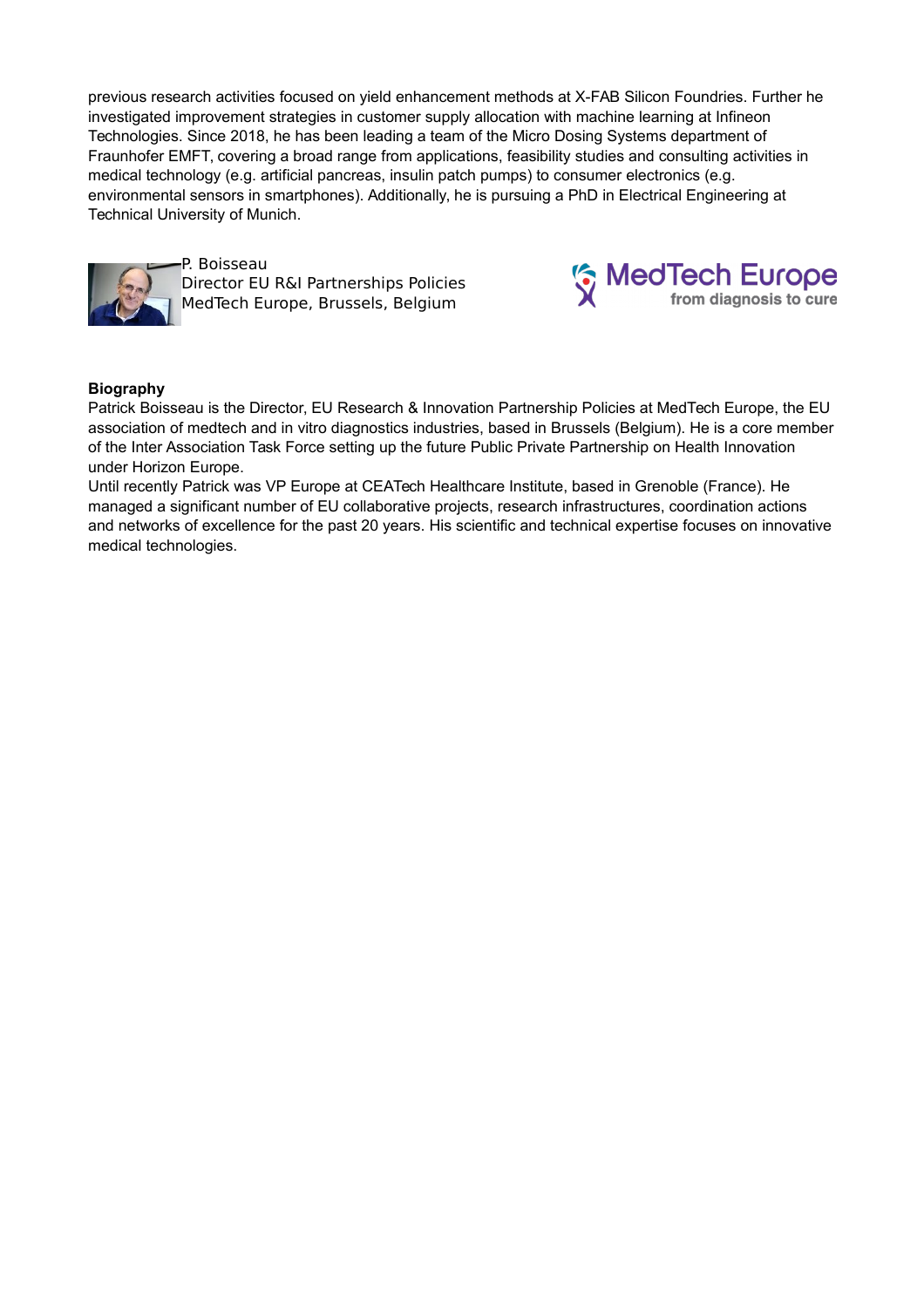previous research activities focused on yield enhancement methods at X-FAB Silicon Foundries. Further he investigated improvement strategies in customer supply allocation with machine learning at Infineon Technologies. Since 2018, he has been leading a team of the Micro Dosing Systems department of Fraunhofer EMFT, covering a broad range from applications, feasibility studies and consulting activities in medical technology (e.g. artificial pancreas, insulin patch pumps) to consumer electronics (e.g. environmental sensors in smartphones). Additionally, he is pursuing a PhD in Electrical Engineering at Technical University of Munich.

P. Boisseau
Director EU R&I Partnerships Policies
MedTech Europe, Brussels, Belgium

MedTech Europe
from diagnosis to cure

**Biography**

Patrick Boisseau is the Director, EU Research & Innovation Partnership Policies at MedTech Europe, the EU association of medtech and in vitro diagnostics industries, based in Brussels (Belgium). He is a core member of the Inter Association Task Force setting up the future Public Private Partnership on Health Innovation under Horizon Europe.

Until recently Patrick was VP Europe at CEATech Healthcare Institute, based in Grenoble (France). He managed a significant number of EU collaborative projects, research infrastructures, coordination actions and networks of excellence for the past 20 years. His scientific and technical expertise focuses on innovative medical technologies.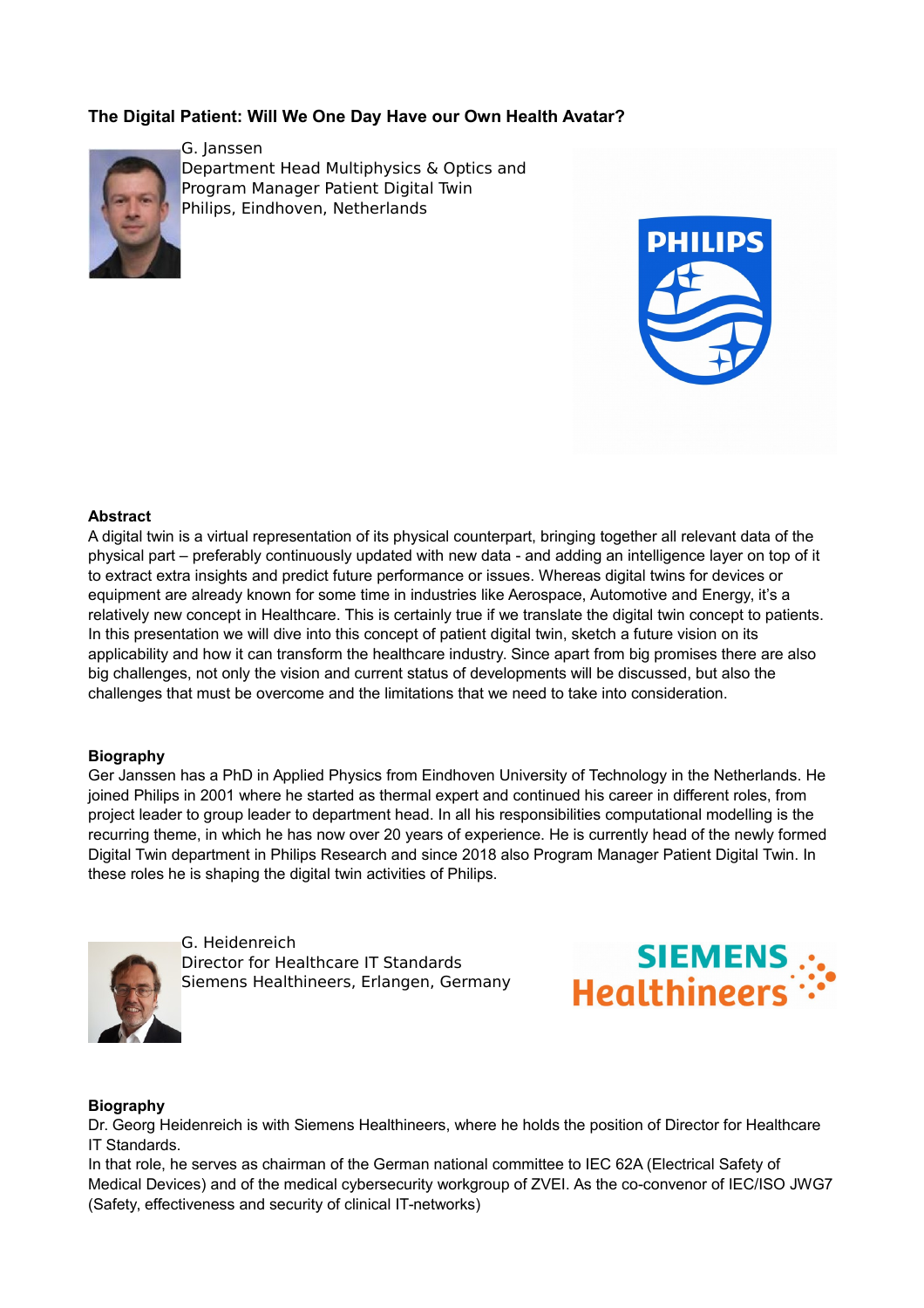### The Digital Patient: Will We One Day Have our Own Health Avatar?

G. Janssen
Department Head Multiphysics & Optics and
Program Manager Patient Digital Twin
Philips, Eindhoven, Netherlands

**Abstract**

A digital twin is a virtual representation of its physical counterpart, bringing together all relevant data of the physical part – preferably continuously updated with new data - and adding an intelligence layer on top of it to extract extra insights and predict future performance or issues. Whereas digital twins for devices or equipment are already known for some time in industries like Aerospace, Automotive and Energy, it's a relatively new concept in Healthcare. This is certainly true if we translate the digital twin concept to patients. In this presentation we will dive into this concept of patient digital twin, sketch a future vision on its applicability and how it can transform the healthcare industry. Since apart from big promises there are also big challenges, not only the vision and current status of developments will be discussed, but also the challenges that must be overcome and the limitations that we need to take into consideration.

**Biography**

Ger Janssen has a PhD in Applied Physics from Eindhoven University of Technology in the Netherlands. He joined Philips in 2001 where he started as thermal expert and continued his career in different roles, from project leader to group leader to department head. In all his responsibilities computational modelling is the recurring theme, in which he has now over 20 years of experience. He is currently head of the newly formed Digital Twin department in Philips Research and since 2018 also Program Manager Patient Digital Twin. In these roles he is shaping the digital twin activities of Philips.

G. Heidenreich
Director for Healthcare IT Standards
Siemens Healthineers, Erlangen, Germany

**Biography**

Dr. Georg Heidenreich is with Siemens Healthineers, where he holds the position of Director for Healthcare IT Standards.
In that role, he serves as chairman of the German national committee to IEC 62A (Electrical Safety of Medical Devices) and of the medical cybersecurity workgroup of ZVEI. As the co-convenor of IEC/ISO JWG7 (Safety, effectiveness and security of clinical IT-networks)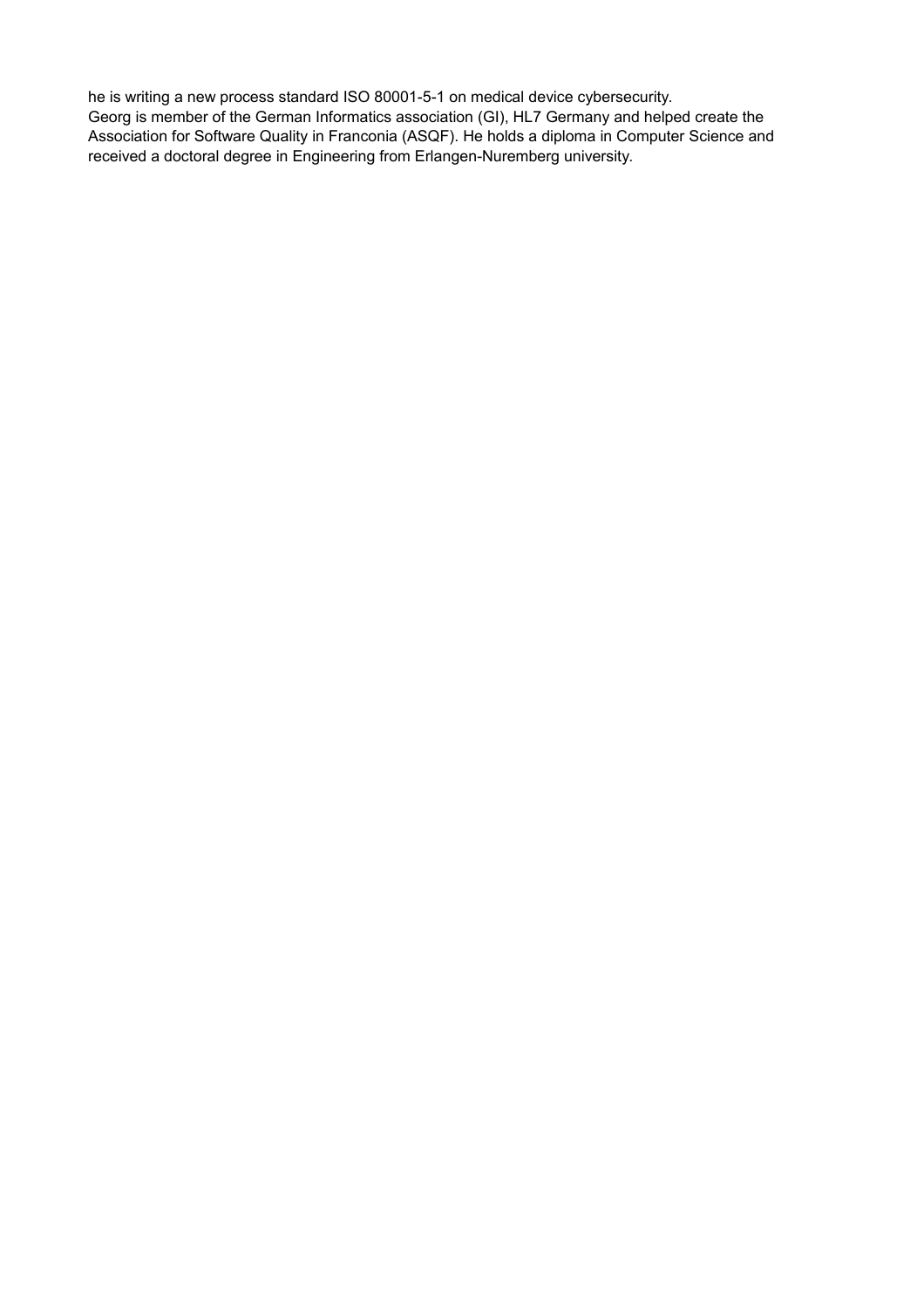he is writing a new process standard ISO 80001-5-1 on medical device cybersecurity.
Georg is member of the German Informatics association (GI), HL7 Germany and helped create the Association for Software Quality in Franconia (ASQF). He holds a diploma in Computer Science and received a doctoral degree in Engineering from Erlangen-Nuremberg university.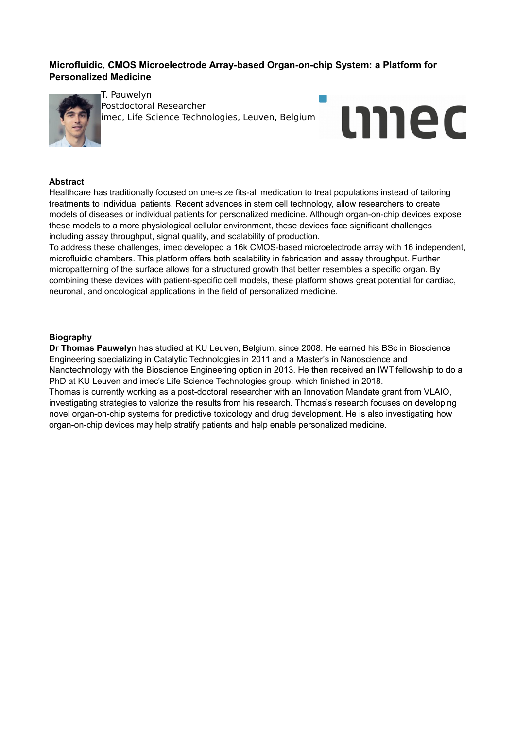## Microfluidic, CMOS Microelectrode Array-based Organ-on-chip System: a Platform for Personalized Medicine

T. Pauwelyn
Postdoctoral Researcher
imec, Life Science Technologies, Leuven, Belgium

### Abstract

Healthcare has traditionally focused on one-size fits-all medication to treat populations instead of tailoring treatments to individual patients. Recent advances in stem cell technology, allow researchers to create models of diseases or individual patients for personalized medicine. Although organ-on-chip devices expose these models to a more physiological cellular environment, these devices face significant challenges including assay throughput, signal quality, and scalability of production.

To address these challenges, imec developed a 16k CMOS-based microelectrode array with 16 independent, microfluidic chambers. This platform offers both scalability in fabrication and assay throughput. Further micropatterning of the surface allows for a structured growth that better resembles a specific organ. By combining these devices with patient-specific cell models, these platform shows great potential for cardiac, neuronal, and oncological applications in the field of personalized medicine.

### Biography

**Dr Thomas Pauwelyn** has studied at KU Leuven, Belgium, since 2008. He earned his BSc in Bioscience Engineering specializing in Catalytic Technologies in 2011 and a Master's in Nanoscience and Nanotechnology with the Bioscience Engineering option in 2013. He then received an IWT fellowship to do a PhD at KU Leuven and imec's Life Science Technologies group, which finished in 2018.

Thomas is currently working as a post-doctoral researcher with an Innovation Mandate grant from VLAIO, investigating strategies to valorize the results from his research. Thomas's research focuses on developing novel organ-on-chip systems for predictive toxicology and drug development. He is also investigating how organ-on-chip devices may help stratify patients and help enable personalized medicine.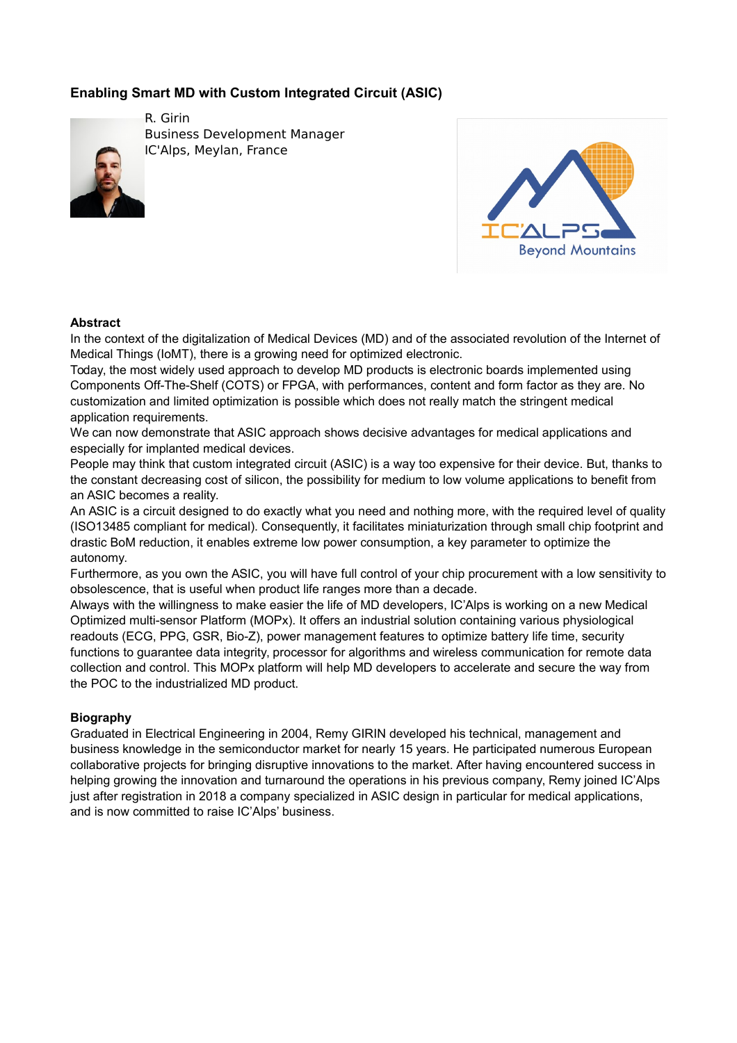## Enabling Smart MD with Custom Integrated Circuit (ASIC)

R. Girin
Business Development Manager
IC'Alps, Meylan, France

### Abstract

In the context of the digitalization of Medical Devices (MD) and of the associated revolution of the Internet of Medical Things (IoMT), there is a growing need for optimized electronic.

Today, the most widely used approach to develop MD products is electronic boards implemented using Components Off-The-Shelf (COTS) or FPGA, with performances, content and form factor as they are. No customization and limited optimization is possible which does not really match the stringent medical application requirements.

We can now demonstrate that ASIC approach shows decisive advantages for medical applications and especially for implanted medical devices.

People may think that custom integrated circuit (ASIC) is a way too expensive for their device. But, thanks to the constant decreasing cost of silicon, the possibility for medium to low volume applications to benefit from an ASIC becomes a reality.

An ASIC is a circuit designed to do exactly what you need and nothing more, with the required level of quality (ISO13485 compliant for medical). Consequently, it facilitates miniaturization through small chip footprint and drastic BoM reduction, it enables extreme low power consumption, a key parameter to optimize the autonomy.

Furthermore, as you own the ASIC, you will have full control of your chip procurement with a low sensitivity to obsolescence, that is useful when product life ranges more than a decade.

Always with the willingness to make easier the life of MD developers, IC'Alps is working on a new Medical Optimized multi-sensor Platform (MOPx). It offers an industrial solution containing various physiological readouts (ECG, PPG, GSR, Bio-Z), power management features to optimize battery life time, security functions to guarantee data integrity, processor for algorithms and wireless communication for remote data collection and control. This MOPx platform will help MD developers to accelerate and secure the way from the POC to the industrialized MD product.

### Biography

Graduated in Electrical Engineering in 2004, Remy GIRIN developed his technical, management and business knowledge in the semiconductor market for nearly 15 years. He participated numerous European collaborative projects for bringing disruptive innovations to the market. After having encountered success in helping growing the innovation and turnaround the operations in his previous company, Remy joined IC'Alps just after registration in 2018 a company specialized in ASIC design in particular for medical applications, and is now committed to raise IC'Alps' business.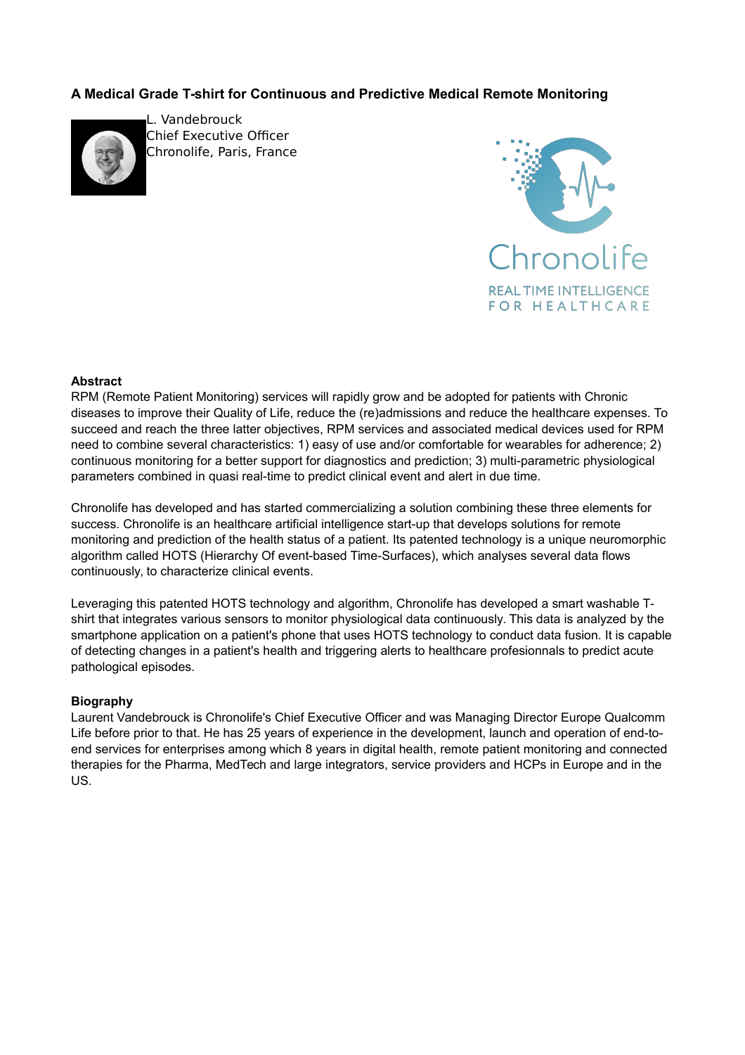## A Medical Grade T-shirt for Continuous and Predictive Medical Remote Monitoring

L. Vandebrouck
Chief Executive Officer
Chronolife, Paris, France

Chronolife

REAL TIME INTELLIGENCE FOR HEALTHCARE

### Abstract

RPM (Remote Patient Monitoring) services will rapidly grow and be adopted for patients with Chronic diseases to improve their Quality of Life, reduce the (re)admissions and reduce the healthcare expenses. To succeed and reach the three latter objectives, RPM services and associated medical devices used for RPM need to combine several characteristics: 1) easy of use and/or comfortable for wearables for adherence; 2) continuous monitoring for a better support for diagnostics and prediction; 3) multi-parametric physiological parameters combined in quasi real-time to predict clinical event and alert in due time.

Chronolife has developed and has started commercializing a solution combining these three elements for success. Chronolife is an healthcare artificial intelligence start-up that develops solutions for remote monitoring and prediction of the health status of a patient. Its patented technology is a unique neuromorphic algorithm called HOTS (Hierarchy Of event-based Time-Surfaces), which analyses several data flows continuously, to characterize clinical events.

Leveraging this patented HOTS technology and algorithm, Chronolife has developed a smart washable T-shirt that integrates various sensors to monitor physiological data continuously. This data is analyzed by the smartphone application on a patient's phone that uses HOTS technology to conduct data fusion. It is capable of detecting changes in a patient's health and triggering alerts to healthcare profesionnals to predict acute pathological episodes.

### Biography

Laurent Vandebrouck is Chronolife's Chief Executive Officer and was Managing Director Europe Qualcomm Life before prior to that. He has 25 years of experience in the development, launch and operation of end-to-end services for enterprises among which 8 years in digital health, remote patient monitoring and connected therapies for the Pharma, MedTech and large integrators, service providers and HCPs in Europe and in the US.